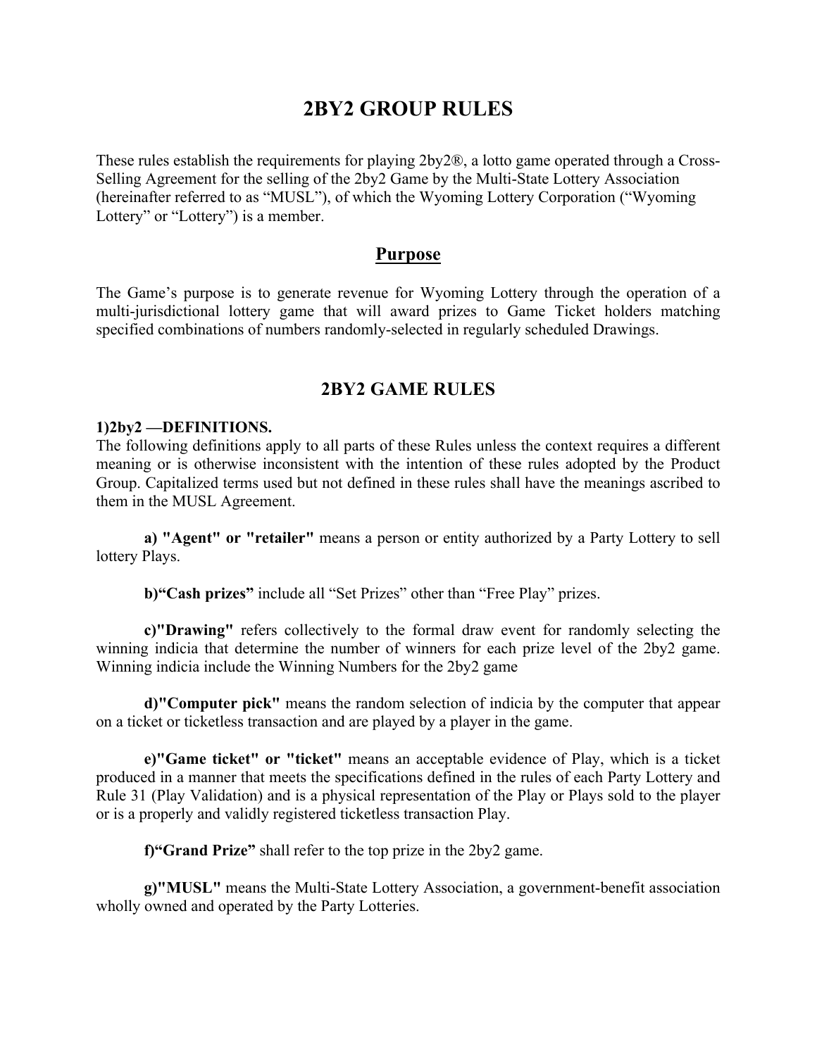# 2BY2 GROUP RULES

These rules establish the requirements for playing 2by2®, a lotto game operated through a Cross-Selling Agreement for the selling of the 2by2 Game by the Multi-State Lottery Association (hereinafter referred to as "MUSL"), of which the Wyoming Lottery Corporation ("Wyoming Lottery" or "Lottery") is a member.

## Purpose

The Game's purpose is to generate revenue for Wyoming Lottery through the operation of a multi-jurisdictional lottery game that will award prizes to Game Ticket holders matching specified combinations of numbers randomly-selected in regularly scheduled Drawings.

## 2BY2 GAME RULES

**1)2by2 —DEFINITIONS.**

The following definitions apply to all parts of these Rules unless the context requires a different meaning or is otherwise inconsistent with the intention of these rules adopted by the Product Group. Capitalized terms used but not defined in these rules shall have the meanings ascribed to them in the MUSL Agreement.

**a) "Agent" or "retailer"** means a person or entity authorized by a Party Lottery to sell lottery Plays.

**b)"Cash prizes"** include all "Set Prizes" other than "Free Play" prizes.

**c)"Drawing"** refers collectively to the formal draw event for randomly selecting the winning indicia that determine the number of winners for each prize level of the 2by2 game. Winning indicia include the Winning Numbers for the 2by2 game

**d)"Computer pick"** means the random selection of indicia by the computer that appear on a ticket or ticketless transaction and are played by a player in the game.

**e)"Game ticket" or "ticket"** means an acceptable evidence of Play, which is a ticket produced in a manner that meets the specifications defined in the rules of each Party Lottery and Rule 31 (Play Validation) and is a physical representation of the Play or Plays sold to the player or is a properly and validly registered ticketless transaction Play.

**f)"Grand Prize"** shall refer to the top prize in the 2by2 game.

**g)"MUSL"** means the Multi-State Lottery Association, a government-benefit association wholly owned and operated by the Party Lotteries.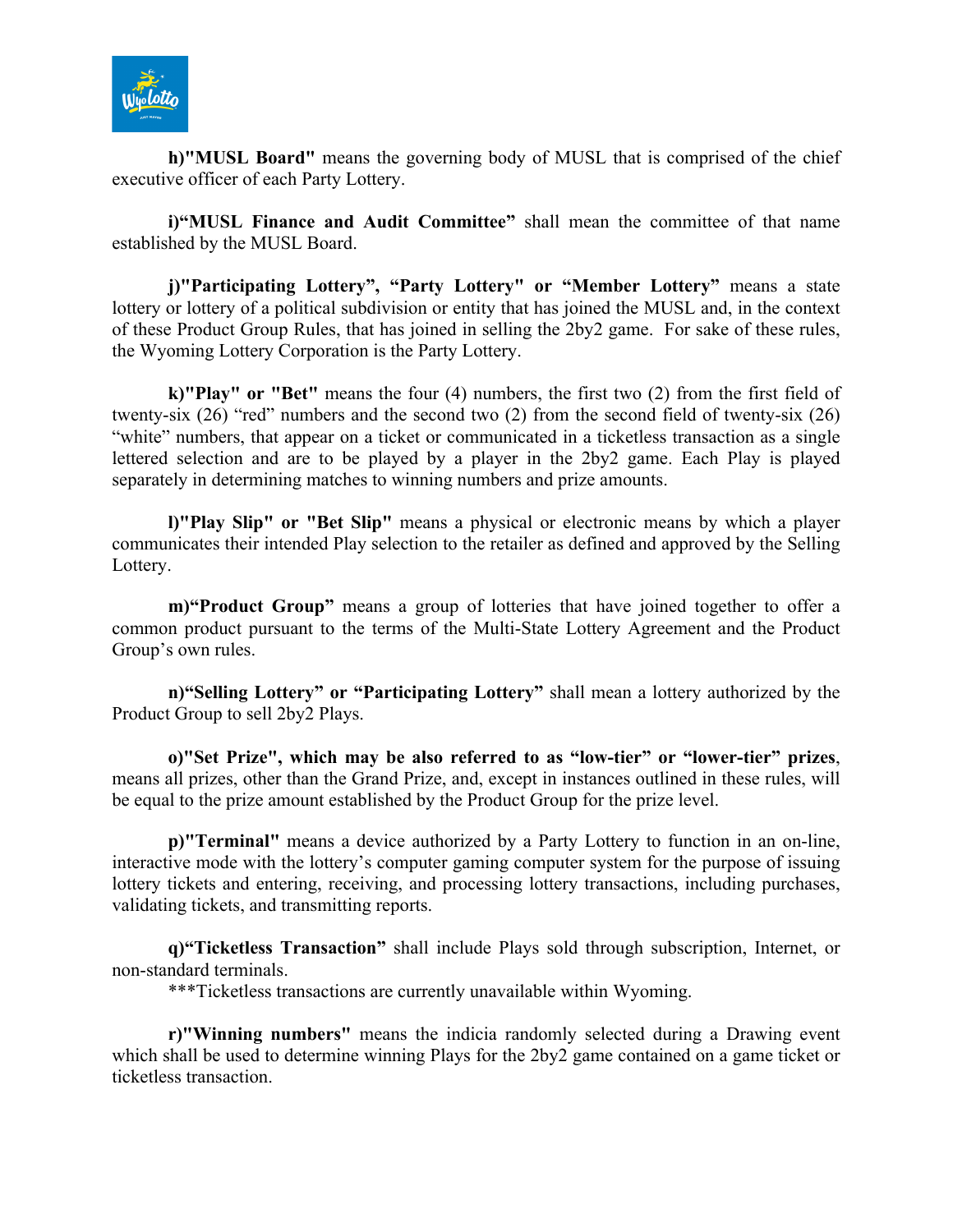**h)"MUSL Board"** means the governing body of MUSL that is comprised of the chief executive officer of each Party Lottery.

**i)"MUSL Finance and Audit Committee"** shall mean the committee of that name established by the MUSL Board.

**j)"Participating Lottery", "Party Lottery" or "Member Lottery"** means a state lottery or lottery of a political subdivision or entity that has joined the MUSL and, in the context of these Product Group Rules, that has joined in selling the 2by2 game. For sake of these rules, the Wyoming Lottery Corporation is the Party Lottery.

**k)"Play" or "Bet"** means the four (4) numbers, the first two (2) from the first field of twenty-six (26) "red" numbers and the second two (2) from the second field of twenty-six (26) "white" numbers, that appear on a ticket or communicated in a ticketless transaction as a single lettered selection and are to be played by a player in the 2by2 game. Each Play is played separately in determining matches to winning numbers and prize amounts.

**l)"Play Slip" or "Bet Slip"** means a physical or electronic means by which a player communicates their intended Play selection to the retailer as defined and approved by the Selling Lottery.

**m)"Product Group"** means a group of lotteries that have joined together to offer a common product pursuant to the terms of the Multi-State Lottery Agreement and the Product Group's own rules.

**n)"Selling Lottery" or "Participating Lottery"** shall mean a lottery authorized by the Product Group to sell 2by2 Plays.

**o)"Set Prize", which may be also referred to as "low-tier" or "lower-tier" prizes**, means all prizes, other than the Grand Prize, and, except in instances outlined in these rules, will be equal to the prize amount established by the Product Group for the prize level.

**p)"Terminal"** means a device authorized by a Party Lottery to function in an on-line, interactive mode with the lottery's computer gaming computer system for the purpose of issuing lottery tickets and entering, receiving, and processing lottery transactions, including purchases, validating tickets, and transmitting reports.

**q)"Ticketless Transaction"** shall include Plays sold through subscription, Internet, or non-standard terminals.

***Ticketless transactions are currently unavailable within Wyoming.

**r)"Winning numbers"** means the indicia randomly selected during a Drawing event which shall be used to determine winning Plays for the 2by2 game contained on a game ticket or ticketless transaction.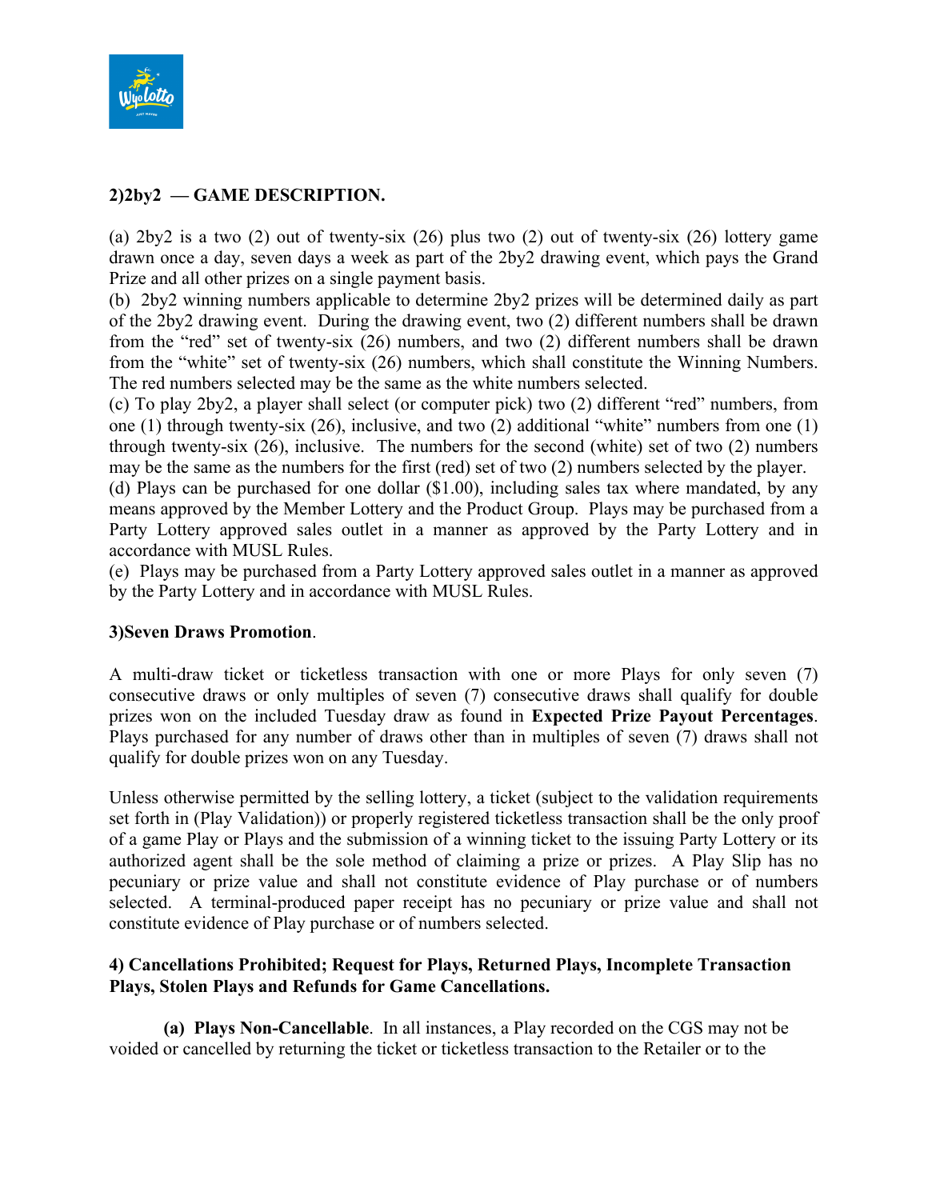**2)2by2 — GAME DESCRIPTION.**

(a) 2by2 is a two (2) out of twenty-six (26) plus two (2) out of twenty-six (26) lottery game drawn once a day, seven days a week as part of the 2by2 drawing event, which pays the Grand Prize and all other prizes on a single payment basis.
(b) 2by2 winning numbers applicable to determine 2by2 prizes will be determined daily as part of the 2by2 drawing event. During the drawing event, two (2) different numbers shall be drawn from the "red" set of twenty-six (26) numbers, and two (2) different numbers shall be drawn from the "white" set of twenty-six (26) numbers, which shall constitute the Winning Numbers. The red numbers selected may be the same as the white numbers selected.
(c) To play 2by2, a player shall select (or computer pick) two (2) different "red" numbers, from one (1) through twenty-six (26), inclusive, and two (2) additional "white" numbers from one (1) through twenty-six (26), inclusive. The numbers for the second (white) set of two (2) numbers may be the same as the numbers for the first (red) set of two (2) numbers selected by the player.
(d) Plays can be purchased for one dollar ($1.00), including sales tax where mandated, by any means approved by the Member Lottery and the Product Group. Plays may be purchased from a Party Lottery approved sales outlet in a manner as approved by the Party Lottery and in accordance with MUSL Rules.
(e) Plays may be purchased from a Party Lottery approved sales outlet in a manner as approved by the Party Lottery and in accordance with MUSL Rules.

**3)Seven Draws Promotion**.

A multi-draw ticket or ticketless transaction with one or more Plays for only seven (7) consecutive draws or only multiples of seven (7) consecutive draws shall qualify for double prizes won on the included Tuesday draw as found in **Expected Prize Payout Percentages**. Plays purchased for any number of draws other than in multiples of seven (7) draws shall not qualify for double prizes won on any Tuesday.

Unless otherwise permitted by the selling lottery, a ticket (subject to the validation requirements set forth in (Play Validation)) or properly registered ticketless transaction shall be the only proof of a game Play or Plays and the submission of a winning ticket to the issuing Party Lottery or its authorized agent shall be the sole method of claiming a prize or prizes. A Play Slip has no pecuniary or prize value and shall not constitute evidence of Play purchase or of numbers selected. A terminal-produced paper receipt has no pecuniary or prize value and shall not constitute evidence of Play purchase or of numbers selected.

**4) Cancellations Prohibited; Request for Plays, Returned Plays, Incomplete Transaction Plays, Stolen Plays and Refunds for Game Cancellations.**

**(a) Plays Non-Cancellable**. In all instances, a Play recorded on the CGS may not be voided or cancelled by returning the ticket or ticketless transaction to the Retailer or to the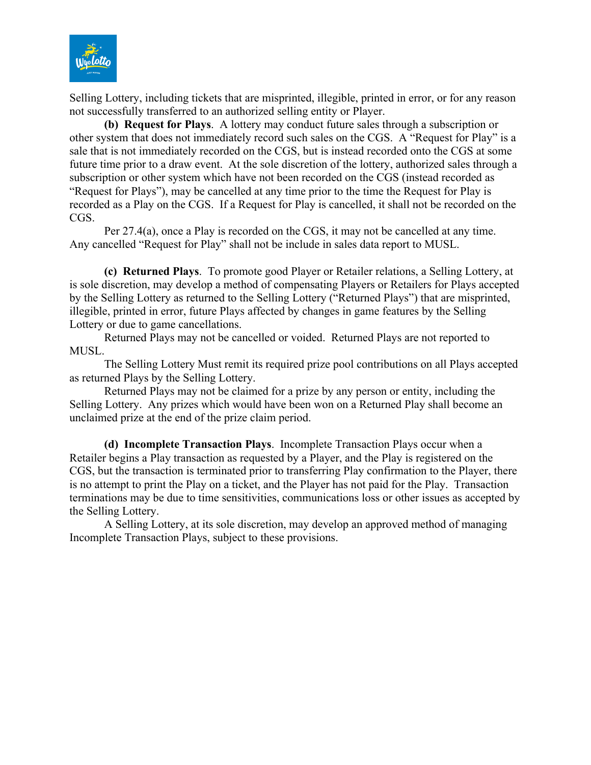Selling Lottery, including tickets that are misprinted, illegible, printed in error, or for any reason not successfully transferred to an authorized selling entity or Player.

**(b) Request for Plays**. A lottery may conduct future sales through a subscription or other system that does not immediately record such sales on the CGS. A "Request for Play" is a sale that is not immediately recorded on the CGS, but is instead recorded onto the CGS at some future time prior to a draw event. At the sole discretion of the lottery, authorized sales through a subscription or other system which have not been recorded on the CGS (instead recorded as "Request for Plays"), may be cancelled at any time prior to the time the Request for Play is recorded as a Play on the CGS. If a Request for Play is cancelled, it shall not be recorded on the CGS.

Per 27.4(a), once a Play is recorded on the CGS, it may not be cancelled at any time. Any cancelled "Request for Play" shall not be include in sales data report to MUSL.

**(c) Returned Plays**. To promote good Player or Retailer relations, a Selling Lottery, at is sole discretion, may develop a method of compensating Players or Retailers for Plays accepted by the Selling Lottery as returned to the Selling Lottery ("Returned Plays") that are misprinted, illegible, printed in error, future Plays affected by changes in game features by the Selling Lottery or due to game cancellations.

Returned Plays may not be cancelled or voided. Returned Plays are not reported to MUSL.

The Selling Lottery Must remit its required prize pool contributions on all Plays accepted as returned Plays by the Selling Lottery.

Returned Plays may not be claimed for a prize by any person or entity, including the Selling Lottery. Any prizes which would have been won on a Returned Play shall become an unclaimed prize at the end of the prize claim period.

**(d) Incomplete Transaction Plays**. Incomplete Transaction Plays occur when a Retailer begins a Play transaction as requested by a Player, and the Play is registered on the CGS, but the transaction is terminated prior to transferring Play confirmation to the Player, there is no attempt to print the Play on a ticket, and the Player has not paid for the Play. Transaction terminations may be due to time sensitivities, communications loss or other issues as accepted by the Selling Lottery.

A Selling Lottery, at its sole discretion, may develop an approved method of managing Incomplete Transaction Plays, subject to these provisions.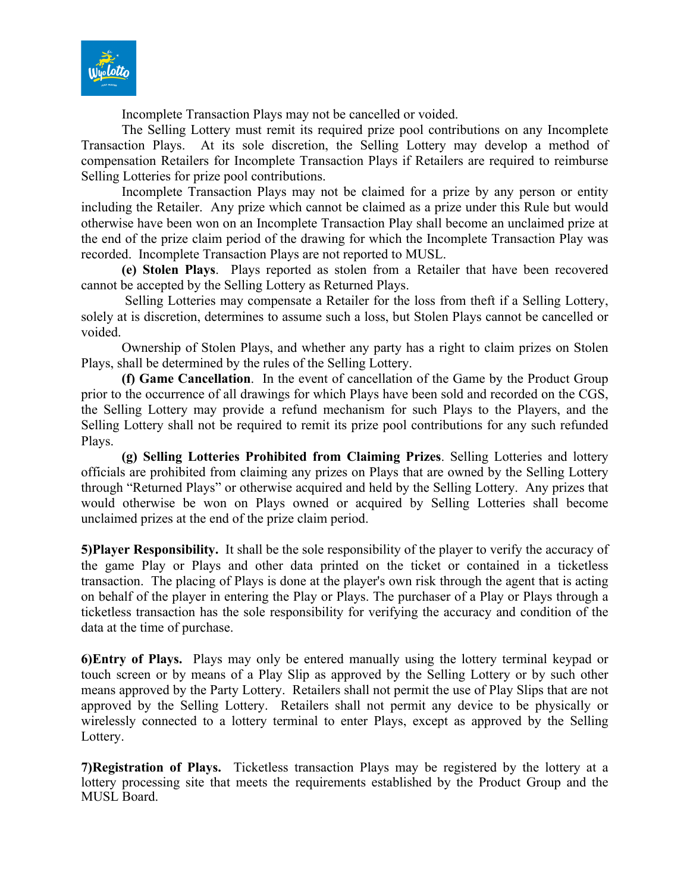Incomplete Transaction Plays may not be cancelled or voided.

The Selling Lottery must remit its required prize pool contributions on any Incomplete Transaction Plays. At its sole discretion, the Selling Lottery may develop a method of compensation Retailers for Incomplete Transaction Plays if Retailers are required to reimburse Selling Lotteries for prize pool contributions.

Incomplete Transaction Plays may not be claimed for a prize by any person or entity including the Retailer. Any prize which cannot be claimed as a prize under this Rule but would otherwise have been won on an Incomplete Transaction Play shall become an unclaimed prize at the end of the prize claim period of the drawing for which the Incomplete Transaction Play was recorded. Incomplete Transaction Plays are not reported to MUSL.

**(e) Stolen Plays**. Plays reported as stolen from a Retailer that have been recovered cannot be accepted by the Selling Lottery as Returned Plays.

Selling Lotteries may compensate a Retailer for the loss from theft if a Selling Lottery, solely at is discretion, determines to assume such a loss, but Stolen Plays cannot be cancelled or voided.

Ownership of Stolen Plays, and whether any party has a right to claim prizes on Stolen Plays, shall be determined by the rules of the Selling Lottery.

**(f) Game Cancellation**. In the event of cancellation of the Game by the Product Group prior to the occurrence of all drawings for which Plays have been sold and recorded on the CGS, the Selling Lottery may provide a refund mechanism for such Plays to the Players, and the Selling Lottery shall not be required to remit its prize pool contributions for any such refunded Plays.

**(g) Selling Lotteries Prohibited from Claiming Prizes**. Selling Lotteries and lottery officials are prohibited from claiming any prizes on Plays that are owned by the Selling Lottery through "Returned Plays" or otherwise acquired and held by the Selling Lottery. Any prizes that would otherwise be won on Plays owned or acquired by Selling Lotteries shall become unclaimed prizes at the end of the prize claim period.

**5)Player Responsibility.** It shall be the sole responsibility of the player to verify the accuracy of the game Play or Plays and other data printed on the ticket or contained in a ticketless transaction. The placing of Plays is done at the player's own risk through the agent that is acting on behalf of the player in entering the Play or Plays. The purchaser of a Play or Plays through a ticketless transaction has the sole responsibility for verifying the accuracy and condition of the data at the time of purchase.

**6)Entry of Plays.** Plays may only be entered manually using the lottery terminal keypad or touch screen or by means of a Play Slip as approved by the Selling Lottery or by such other means approved by the Party Lottery. Retailers shall not permit the use of Play Slips that are not approved by the Selling Lottery. Retailers shall not permit any device to be physically or wirelessly connected to a lottery terminal to enter Plays, except as approved by the Selling Lottery.

**7)Registration of Plays.** Ticketless transaction Plays may be registered by the lottery at a lottery processing site that meets the requirements established by the Product Group and the MUSL Board.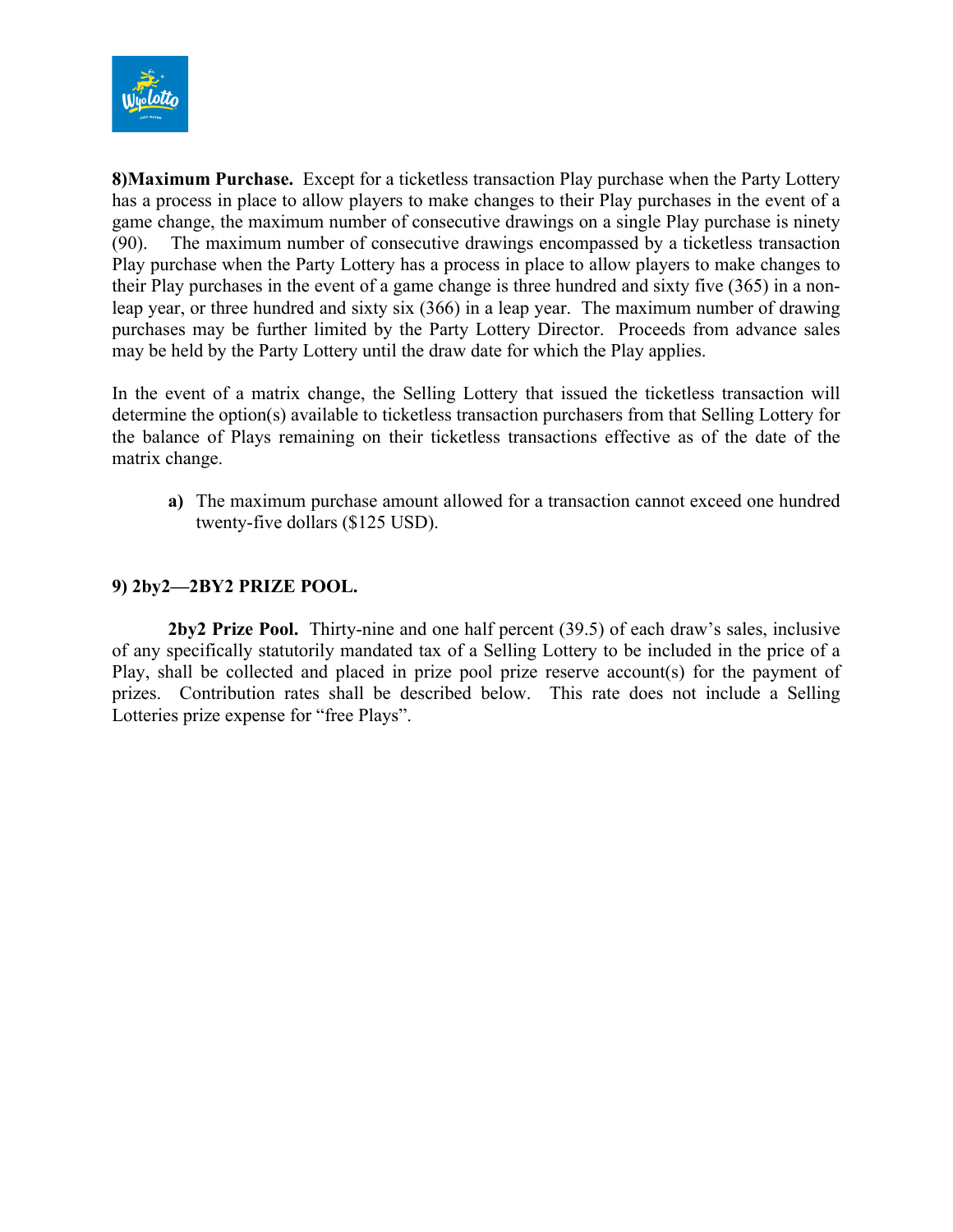**8)Maximum Purchase.** Except for a ticketless transaction Play purchase when the Party Lottery has a process in place to allow players to make changes to their Play purchases in the event of a game change, the maximum number of consecutive drawings on a single Play purchase is ninety (90). The maximum number of consecutive drawings encompassed by a ticketless transaction Play purchase when the Party Lottery has a process in place to allow players to make changes to their Play purchases in the event of a game change is three hundred and sixty five (365) in a non-leap year, or three hundred and sixty six (366) in a leap year. The maximum number of drawing purchases may be further limited by the Party Lottery Director. Proceeds from advance sales may be held by the Party Lottery until the draw date for which the Play applies.

In the event of a matrix change, the Selling Lottery that issued the ticketless transaction will determine the option(s) available to ticketless transaction purchasers from that Selling Lottery for the balance of Plays remaining on their ticketless transactions effective as of the date of the matrix change.

- **a)** The maximum purchase amount allowed for a transaction cannot exceed one hundred twenty-five dollars ($125 USD).

**9) 2by2—2BY2 PRIZE POOL.**

**2by2 Prize Pool.** Thirty-nine and one half percent (39.5) of each draw's sales, inclusive of any specifically statutorily mandated tax of a Selling Lottery to be included in the price of a Play, shall be collected and placed in prize pool prize reserve account(s) for the payment of prizes. Contribution rates shall be described below. This rate does not include a Selling Lotteries prize expense for "free Plays".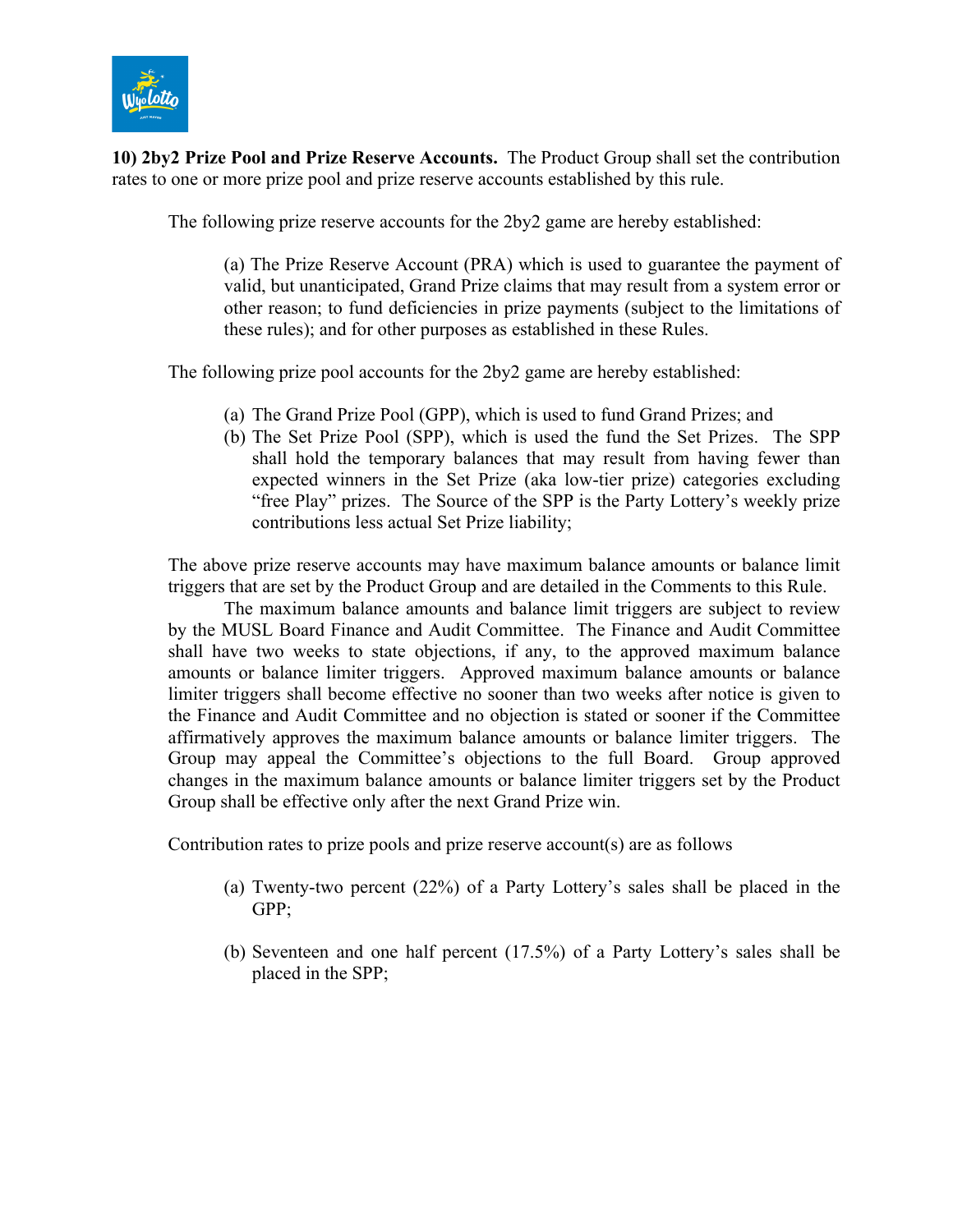**10) 2by2 Prize Pool and Prize Reserve Accounts.** The Product Group shall set the contribution rates to one or more prize pool and prize reserve accounts established by this rule.

The following prize reserve accounts for the 2by2 game are hereby established:

(a) The Prize Reserve Account (PRA) which is used to guarantee the payment of valid, but unanticipated, Grand Prize claims that may result from a system error or other reason; to fund deficiencies in prize payments (subject to the limitations of these rules); and for other purposes as established in these Rules.

The following prize pool accounts for the 2by2 game are hereby established:

(a) The Grand Prize Pool (GPP), which is used to fund Grand Prizes; and
(b) The Set Prize Pool (SPP), which is used the fund the Set Prizes. The SPP shall hold the temporary balances that may result from having fewer than expected winners in the Set Prize (aka low-tier prize) categories excluding "free Play" prizes. The Source of the SPP is the Party Lottery's weekly prize contributions less actual Set Prize liability;

The above prize reserve accounts may have maximum balance amounts or balance limit triggers that are set by the Product Group and are detailed in the Comments to this Rule.

The maximum balance amounts and balance limit triggers are subject to review by the MUSL Board Finance and Audit Committee. The Finance and Audit Committee shall have two weeks to state objections, if any, to the approved maximum balance amounts or balance limiter triggers. Approved maximum balance amounts or balance limiter triggers shall become effective no sooner than two weeks after notice is given to the Finance and Audit Committee and no objection is stated or sooner if the Committee affirmatively approves the maximum balance amounts or balance limiter triggers. The Group may appeal the Committee's objections to the full Board. Group approved changes in the maximum balance amounts or balance limiter triggers set by the Product Group shall be effective only after the next Grand Prize win.

Contribution rates to prize pools and prize reserve account(s) are as follows

(a) Twenty-two percent (22%) of a Party Lottery's sales shall be placed in the GPP;

(b) Seventeen and one half percent (17.5%) of a Party Lottery's sales shall be placed in the SPP;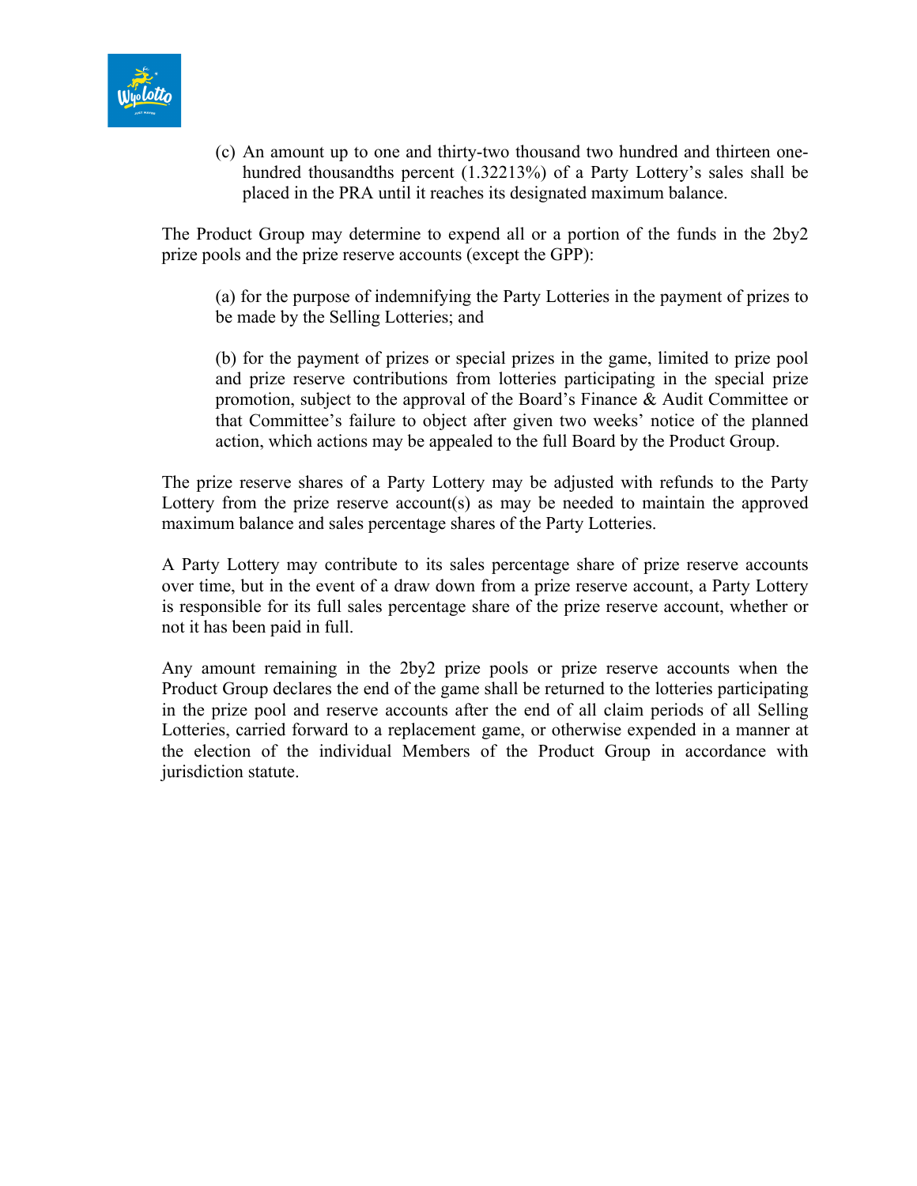(c) An amount up to one and thirty-two thousand two hundred and thirteen one-hundred thousandths percent (1.32213%) of a Party Lottery's sales shall be placed in the PRA until it reaches its designated maximum balance.

The Product Group may determine to expend all or a portion of the funds in the 2by2 prize pools and the prize reserve accounts (except the GPP):

(a) for the purpose of indemnifying the Party Lotteries in the payment of prizes to be made by the Selling Lotteries; and

(b) for the payment of prizes or special prizes in the game, limited to prize pool and prize reserve contributions from lotteries participating in the special prize promotion, subject to the approval of the Board's Finance & Audit Committee or that Committee's failure to object after given two weeks' notice of the planned action, which actions may be appealed to the full Board by the Product Group.

The prize reserve shares of a Party Lottery may be adjusted with refunds to the Party Lottery from the prize reserve account(s) as may be needed to maintain the approved maximum balance and sales percentage shares of the Party Lotteries.

A Party Lottery may contribute to its sales percentage share of prize reserve accounts over time, but in the event of a draw down from a prize reserve account, a Party Lottery is responsible for its full sales percentage share of the prize reserve account, whether or not it has been paid in full.

Any amount remaining in the 2by2 prize pools or prize reserve accounts when the Product Group declares the end of the game shall be returned to the lotteries participating in the prize pool and reserve accounts after the end of all claim periods of all Selling Lotteries, carried forward to a replacement game, or otherwise expended in a manner at the election of the individual Members of the Product Group in accordance with jurisdiction statute.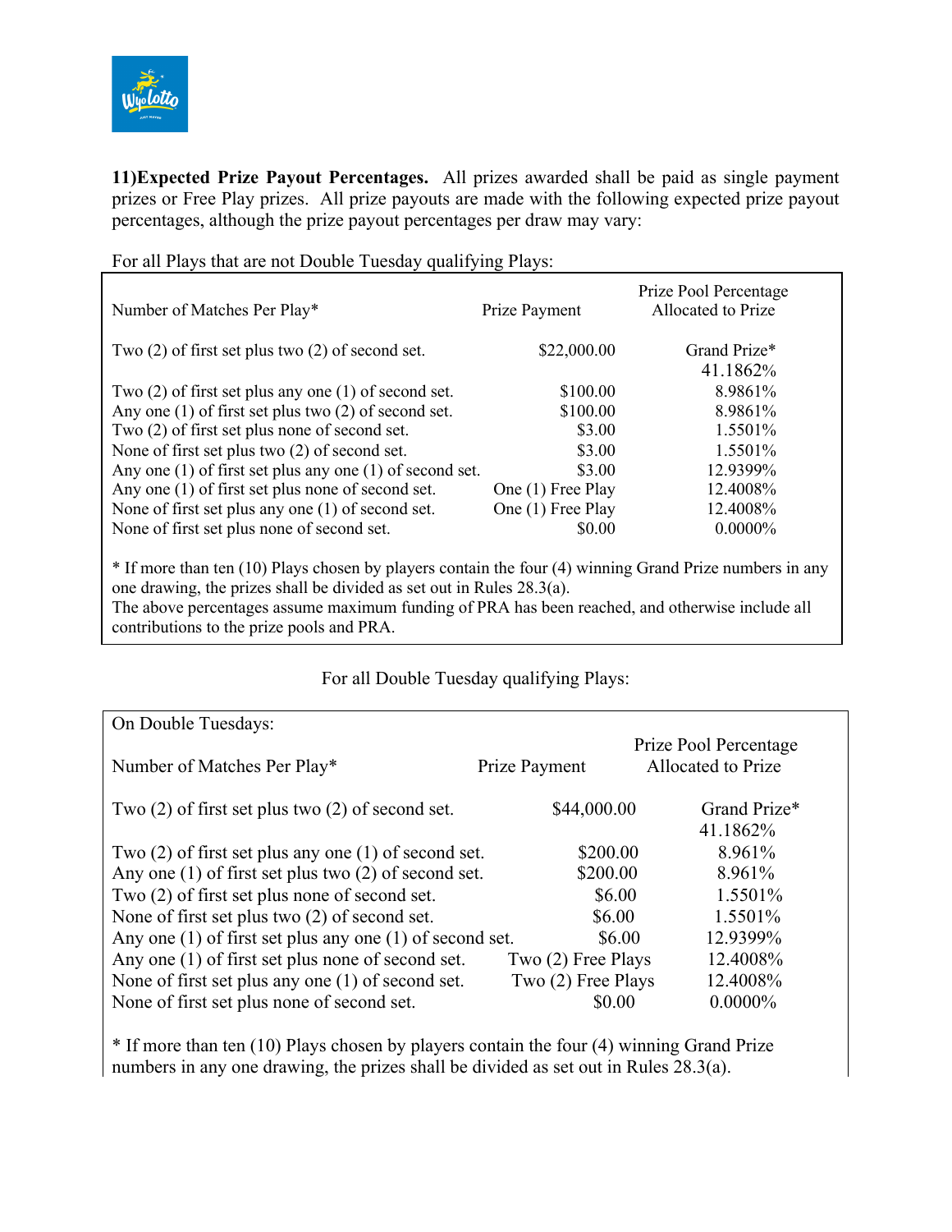**11)Expected Prize Payout Percentages.** All prizes awarded shall be paid as single payment prizes or Free Play prizes. All prize payouts are made with the following expected prize payout percentages, although the prize payout percentages per draw may vary:

For all Plays that are not Double Tuesday qualifying Plays:

| Number of Matches Per Play* | Prize Payment | Prize Pool Percentage Allocated to Prize |
|---|---|---|
| Two (2) of first set plus two (2) of second set. | $22,000.00 | Grand Prize* 41.1862% |
| Two (2) of first set plus any one (1) of second set. | $100.00 | 8.9861% |
| Any one (1) of first set plus two (2) of second set. | $100.00 | 8.9861% |
| Two (2) of first set plus none of second set. | $3.00 | 1.5501% |
| None of first set plus two (2) of second set. | $3.00 | 1.5501% |
| Any one (1) of first set plus any one (1) of second set. | $3.00 | 12.9399% |
| Any one (1) of first set plus none of second set. | One (1) Free Play | 12.4008% |
| None of first set plus any one (1) of second set. | One (1) Free Play | 12.4008% |
| None of first set plus none of second set. | $0.00 | 0.0000% |

* If more than ten (10) Plays chosen by players contain the four (4) winning Grand Prize numbers in any one drawing, the prizes shall be divided as set out in Rules 28.3(a).
The above percentages assume maximum funding of PRA has been reached, and otherwise include all contributions to the prize pools and PRA.

For all Double Tuesday qualifying Plays:

On Double Tuesdays:

| Number of Matches Per Play* | Prize Payment | Prize Pool Percentage Allocated to Prize |
|---|---|---|
| Two (2) of first set plus two (2) of second set. | $44,000.00 | Grand Prize* 41.1862% |
| Two (2) of first set plus any one (1) of second set. | $200.00 | 8.961% |
| Any one (1) of first set plus two (2) of second set. | $200.00 | 8.961% |
| Two (2) of first set plus none of second set. | $6.00 | 1.5501% |
| None of first set plus two (2) of second set. | $6.00 | 1.5501% |
| Any one (1) of first set plus any one (1) of second set. | $6.00 | 12.9399% |
| Any one (1) of first set plus none of second set. | Two (2) Free Plays | 12.4008% |
| None of first set plus any one (1) of second set. | Two (2) Free Plays | 12.4008% |
| None of first set plus none of second set. | $0.00 | 0.0000% |

* If more than ten (10) Plays chosen by players contain the four (4) winning Grand Prize numbers in any one drawing, the prizes shall be divided as set out in Rules 28.3(a).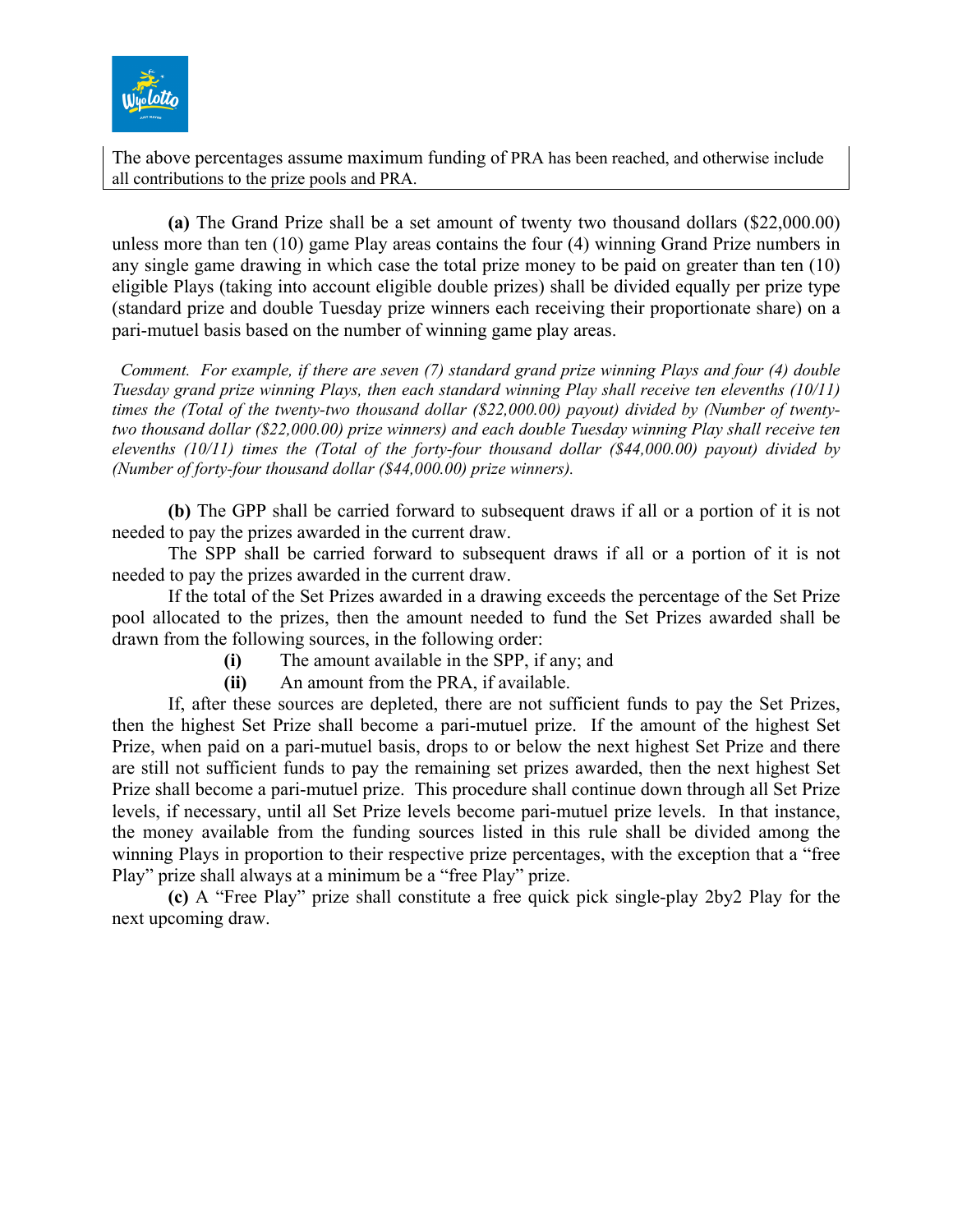The above percentages assume maximum funding of PRA has been reached, and otherwise include all contributions to the prize pools and PRA.

**(a)** The Grand Prize shall be a set amount of twenty two thousand dollars ($22,000.00) unless more than ten (10) game Play areas contains the four (4) winning Grand Prize numbers in any single game drawing in which case the total prize money to be paid on greater than ten (10) eligible Plays (taking into account eligible double prizes) shall be divided equally per prize type (standard prize and double Tuesday prize winners each receiving their proportionate share) on a pari-mutuel basis based on the number of winning game play areas.

*Comment. For example, if there are seven (7) standard grand prize winning Plays and four (4) double Tuesday grand prize winning Plays, then each standard winning Play shall receive ten elevenths (10/11) times the (Total of the twenty-two thousand dollar ($22,000.00) payout) divided by (Number of twenty-two thousand dollar ($22,000.00) prize winners) and each double Tuesday winning Play shall receive ten elevenths (10/11) times the (Total of the forty-four thousand dollar ($44,000.00) payout) divided by (Number of forty-four thousand dollar ($44,000.00) prize winners).*

**(b)** The GPP shall be carried forward to subsequent draws if all or a portion of it is not needed to pay the prizes awarded in the current draw.

The SPP shall be carried forward to subsequent draws if all or a portion of it is not needed to pay the prizes awarded in the current draw.

If the total of the Set Prizes awarded in a drawing exceeds the percentage of the Set Prize pool allocated to the prizes, then the amount needed to fund the Set Prizes awarded shall be drawn from the following sources, in the following order:

**(i)** The amount available in the SPP, if any; and

**(ii)** An amount from the PRA, if available.

If, after these sources are depleted, there are not sufficient funds to pay the Set Prizes, then the highest Set Prize shall become a pari-mutuel prize. If the amount of the highest Set Prize, when paid on a pari-mutuel basis, drops to or below the next highest Set Prize and there are still not sufficient funds to pay the remaining set prizes awarded, then the next highest Set Prize shall become a pari-mutuel prize. This procedure shall continue down through all Set Prize levels, if necessary, until all Set Prize levels become pari-mutuel prize levels. In that instance, the money available from the funding sources listed in this rule shall be divided among the winning Plays in proportion to their respective prize percentages, with the exception that a "free Play" prize shall always at a minimum be a "free Play" prize.

**(c)** A "Free Play" prize shall constitute a free quick pick single-play 2by2 Play for the next upcoming draw.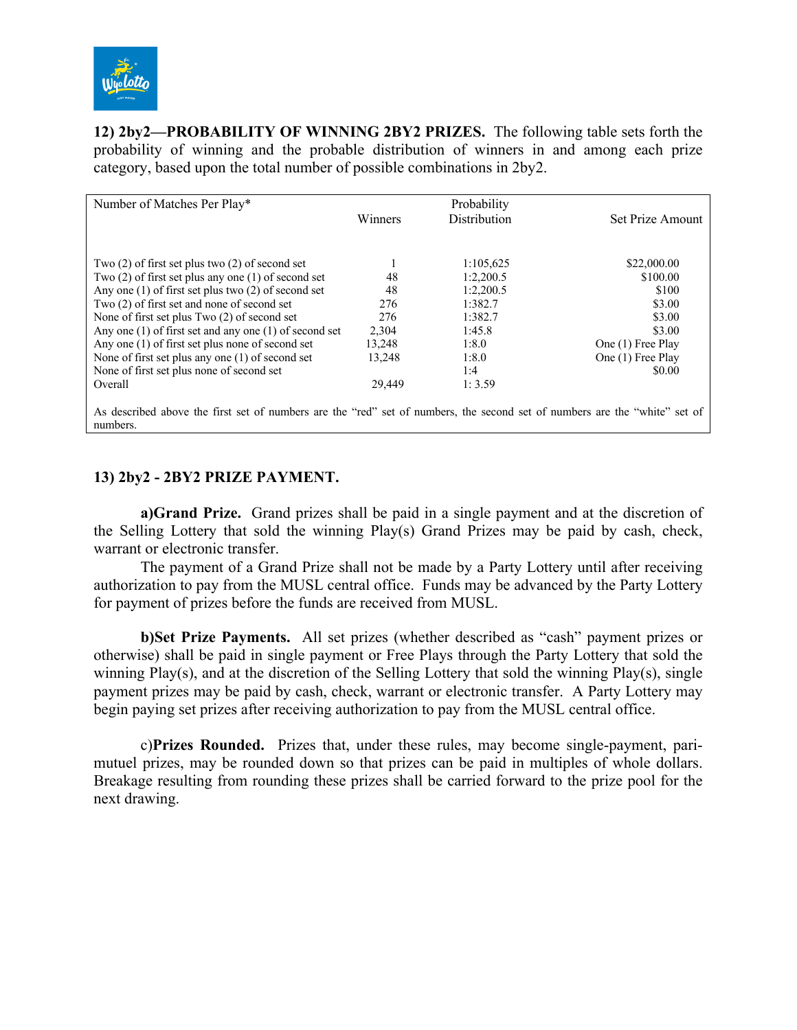**12) 2by2—PROBABILITY OF WINNING 2BY2 PRIZES.** The following table sets forth the probability of winning and the probable distribution of winners in and among each prize category, based upon the total number of possible combinations in 2by2.

| Number of Matches Per Play* | Winners | Probability Distribution | Set Prize Amount |
|---|---|---|---|
| Two (2) of first set plus two (2) of second set | 1 | 1:105,625 | $22,000.00 |
| Two (2) of first set plus any one (1) of second set | 48 | 1:2,200.5 | $100.00 |
| Any one (1) of first set plus two (2) of second set | 48 | 1:2,200.5 | $100 |
| Two (2) of first set and none of second set | 276 | 1:382.7 | $3.00 |
| None of first set plus Two (2) of second set | 276 | 1:382.7 | $3.00 |
| Any one (1) of first set and any one (1) of second set | 2,304 | 1:45.8 | $3.00 |
| Any one (1) of first set plus none of second set | 13,248 | 1:8.0 | One (1) Free Play |
| None of first set plus any one (1) of second set | 13,248 | 1:8.0 | One (1) Free Play |
| None of first set plus none of second set | | 1:4 | $0.00 |
| Overall | 29,449 | 1: 3.59 | |

As described above the first set of numbers are the "red" set of numbers, the second set of numbers are the "white" set of numbers.

**13) 2by2 - 2BY2 PRIZE PAYMENT.**

**a)Grand Prize.** Grand prizes shall be paid in a single payment and at the discretion of the Selling Lottery that sold the winning Play(s) Grand Prizes may be paid by cash, check, warrant or electronic transfer.

The payment of a Grand Prize shall not be made by a Party Lottery until after receiving authorization to pay from the MUSL central office. Funds may be advanced by the Party Lottery for payment of prizes before the funds are received from MUSL.

**b)Set Prize Payments.** All set prizes (whether described as "cash" payment prizes or otherwise) shall be paid in single payment or Free Plays through the Party Lottery that sold the winning Play(s), and at the discretion of the Selling Lottery that sold the winning Play(s), single payment prizes may be paid by cash, check, warrant or electronic transfer. A Party Lottery may begin paying set prizes after receiving authorization to pay from the MUSL central office.

c)**Prizes Rounded.** Prizes that, under these rules, may become single-payment, pari-mutuel prizes, may be rounded down so that prizes can be paid in multiples of whole dollars. Breakage resulting from rounding these prizes shall be carried forward to the prize pool for the next drawing.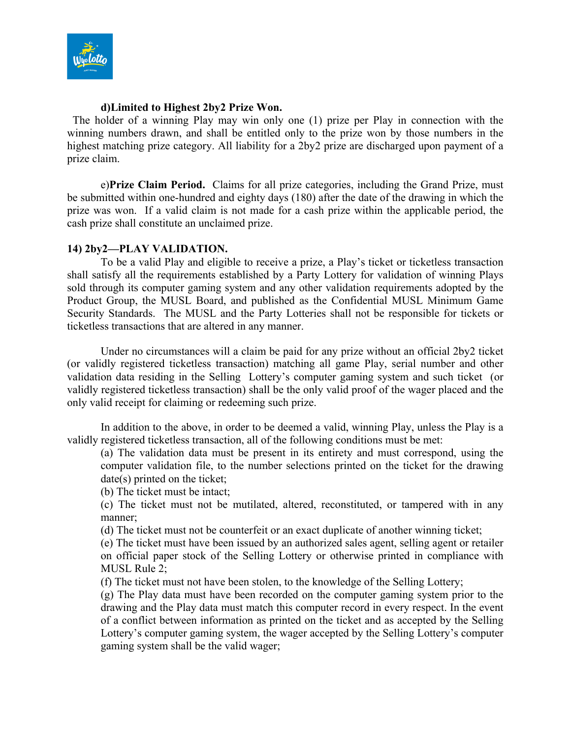**d) Limited to Highest 2by2 Prize Won.**

The holder of a winning Play may win only one (1) prize per Play in connection with the winning numbers drawn, and shall be entitled only to the prize won by those numbers in the highest matching prize category. All liability for a 2by2 prize are discharged upon payment of a prize claim.

e) **Prize Claim Period.** Claims for all prize categories, including the Grand Prize, must be submitted within one-hundred and eighty days (180) after the date of the drawing in which the prize was won. If a valid claim is not made for a cash prize within the applicable period, the cash prize shall constitute an unclaimed prize.

**14) 2by2—PLAY VALIDATION.**

To be a valid Play and eligible to receive a prize, a Play's ticket or ticketless transaction shall satisfy all the requirements established by a Party Lottery for validation of winning Plays sold through its computer gaming system and any other validation requirements adopted by the Product Group, the MUSL Board, and published as the Confidential MUSL Minimum Game Security Standards. The MUSL and the Party Lotteries shall not be responsible for tickets or ticketless transactions that are altered in any manner.

Under no circumstances will a claim be paid for any prize without an official 2by2 ticket (or validly registered ticketless transaction) matching all game Play, serial number and other validation data residing in the Selling Lottery's computer gaming system and such ticket (or validly registered ticketless transaction) shall be the only valid proof of the wager placed and the only valid receipt for claiming or redeeming such prize.

In addition to the above, in order to be deemed a valid, winning Play, unless the Play is a validly registered ticketless transaction, all of the following conditions must be met:

(a) The validation data must be present in its entirety and must correspond, using the computer validation file, to the number selections printed on the ticket for the drawing date(s) printed on the ticket;

(b) The ticket must be intact;

(c) The ticket must not be mutilated, altered, reconstituted, or tampered with in any manner;

(d) The ticket must not be counterfeit or an exact duplicate of another winning ticket;

(e) The ticket must have been issued by an authorized sales agent, selling agent or retailer on official paper stock of the Selling Lottery or otherwise printed in compliance with MUSL Rule 2;

(f) The ticket must not have been stolen, to the knowledge of the Selling Lottery;

(g) The Play data must have been recorded on the computer gaming system prior to the drawing and the Play data must match this computer record in every respect. In the event of a conflict between information as printed on the ticket and as accepted by the Selling Lottery's computer gaming system, the wager accepted by the Selling Lottery's computer gaming system shall be the valid wager;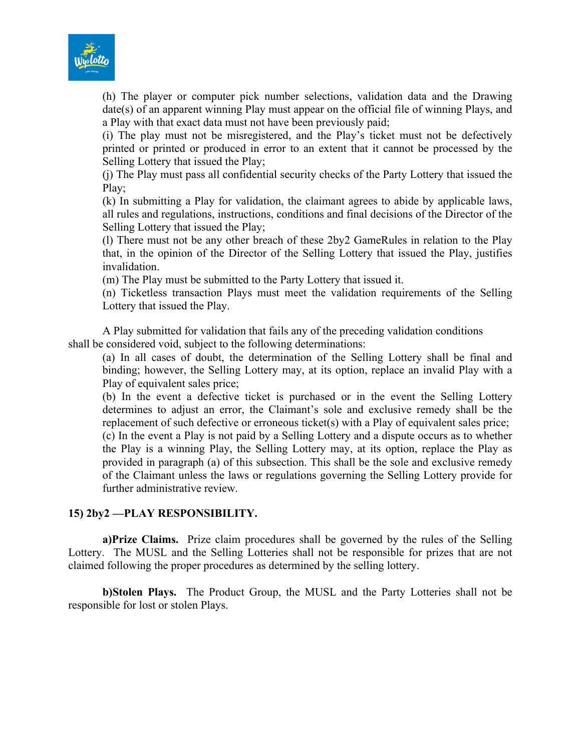(h) The player or computer pick number selections, validation data and the Drawing date(s) of an apparent winning Play must appear on the official file of winning Plays, and a Play with that exact data must not have been previously paid;

(i) The play must not be misregistered, and the Play's ticket must not be defectively printed or printed or produced in error to an extent that it cannot be processed by the Selling Lottery that issued the Play;

(j) The Play must pass all confidential security checks of the Party Lottery that issued the Play;

(k) In submitting a Play for validation, the claimant agrees to abide by applicable laws, all rules and regulations, instructions, conditions and final decisions of the Director of the Selling Lottery that issued the Play;

(l) There must not be any other breach of these 2by2 GameRules in relation to the Play that, in the opinion of the Director of the Selling Lottery that issued the Play, justifies invalidation.

(m) The Play must be submitted to the Party Lottery that issued it.

(n) Ticketless transaction Plays must meet the validation requirements of the Selling Lottery that issued the Play.

A Play submitted for validation that fails any of the preceding validation conditions shall be considered void, subject to the following determinations:

(a) In all cases of doubt, the determination of the Selling Lottery shall be final and binding; however, the Selling Lottery may, at its option, replace an invalid Play with a Play of equivalent sales price;

(b) In the event a defective ticket is purchased or in the event the Selling Lottery determines to adjust an error, the Claimant's sole and exclusive remedy shall be the replacement of such defective or erroneous ticket(s) with a Play of equivalent sales price;

(c) In the event a Play is not paid by a Selling Lottery and a dispute occurs as to whether the Play is a winning Play, the Selling Lottery may, at its option, replace the Play as provided in paragraph (a) of this subsection. This shall be the sole and exclusive remedy of the Claimant unless the laws or regulations governing the Selling Lottery provide for further administrative review.

## 15) 2by2 —PLAY RESPONSIBILITY.

**a)Prize Claims.** Prize claim procedures shall be governed by the rules of the Selling Lottery. The MUSL and the Selling Lotteries shall not be responsible for prizes that are not claimed following the proper procedures as determined by the selling lottery.

**b)Stolen Plays.** The Product Group, the MUSL and the Party Lotteries shall not be responsible for lost or stolen Plays.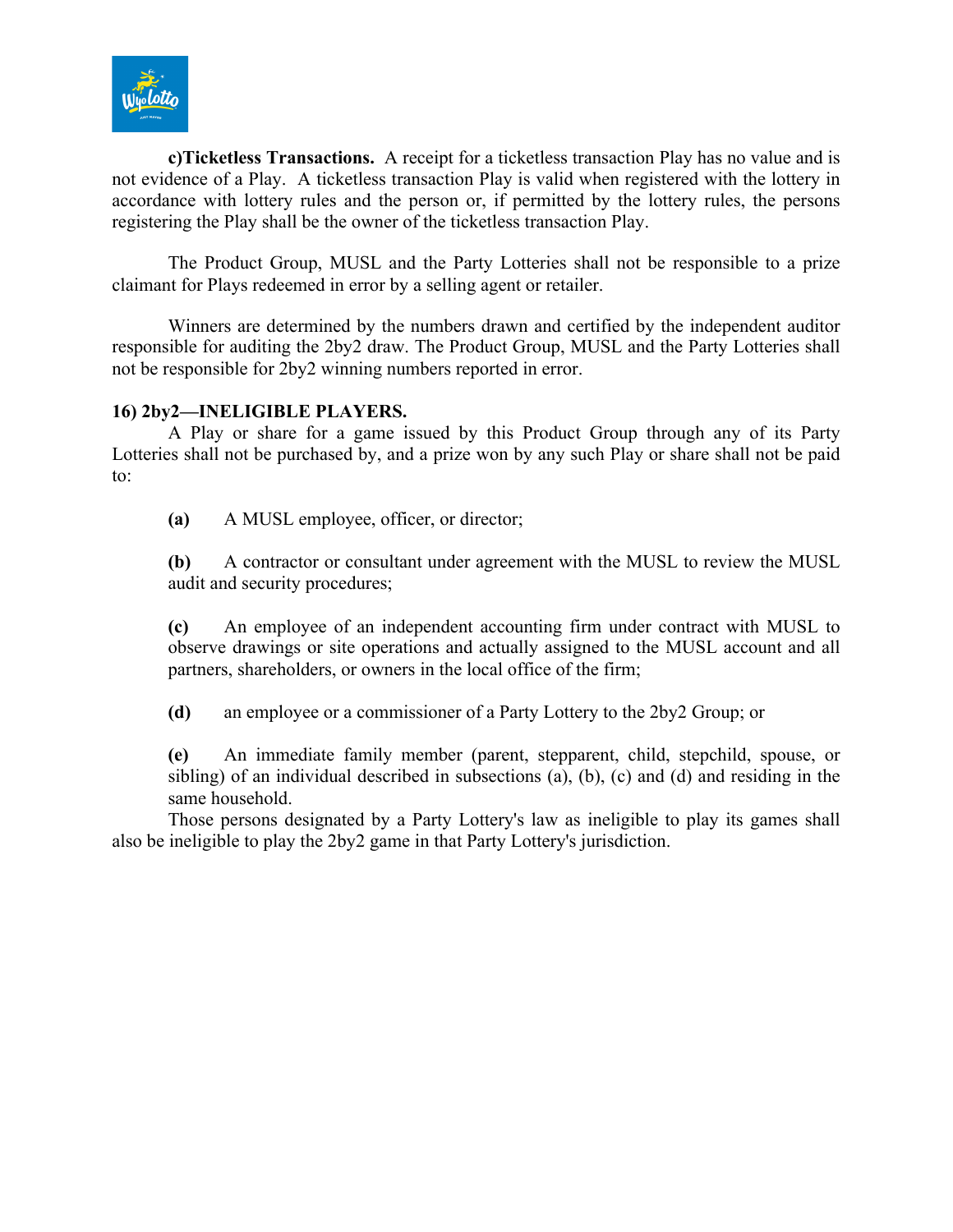**c)Ticketless Transactions.** A receipt for a ticketless transaction Play has no value and is not evidence of a Play. A ticketless transaction Play is valid when registered with the lottery in accordance with lottery rules and the person or, if permitted by the lottery rules, the persons registering the Play shall be the owner of the ticketless transaction Play.

The Product Group, MUSL and the Party Lotteries shall not be responsible to a prize claimant for Plays redeemed in error by a selling agent or retailer.

Winners are determined by the numbers drawn and certified by the independent auditor responsible for auditing the 2by2 draw. The Product Group, MUSL and the Party Lotteries shall not be responsible for 2by2 winning numbers reported in error.

**16) 2by2—INELIGIBLE PLAYERS.**

A Play or share for a game issued by this Product Group through any of its Party Lotteries shall not be purchased by, and a prize won by any such Play or share shall not be paid to:

**(a)** A MUSL employee, officer, or director;

**(b)** A contractor or consultant under agreement with the MUSL to review the MUSL audit and security procedures;

**(c)** An employee of an independent accounting firm under contract with MUSL to observe drawings or site operations and actually assigned to the MUSL account and all partners, shareholders, or owners in the local office of the firm;

**(d)** an employee or a commissioner of a Party Lottery to the 2by2 Group; or

**(e)** An immediate family member (parent, stepparent, child, stepchild, spouse, or sibling) of an individual described in subsections (a), (b), (c) and (d) and residing in the same household.

Those persons designated by a Party Lottery's law as ineligible to play its games shall also be ineligible to play the 2by2 game in that Party Lottery's jurisdiction.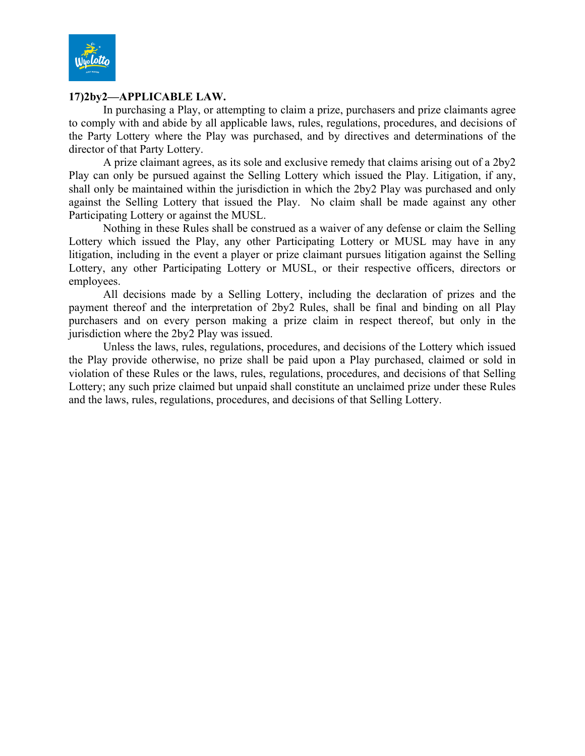**17)2by2—APPLICABLE LAW.**

In purchasing a Play, or attempting to claim a prize, purchasers and prize claimants agree to comply with and abide by all applicable laws, rules, regulations, procedures, and decisions of the Party Lottery where the Play was purchased, and by directives and determinations of the director of that Party Lottery.

A prize claimant agrees, as its sole and exclusive remedy that claims arising out of a 2by2 Play can only be pursued against the Selling Lottery which issued the Play. Litigation, if any, shall only be maintained within the jurisdiction in which the 2by2 Play was purchased and only against the Selling Lottery that issued the Play. No claim shall be made against any other Participating Lottery or against the MUSL.

Nothing in these Rules shall be construed as a waiver of any defense or claim the Selling Lottery which issued the Play, any other Participating Lottery or MUSL may have in any litigation, including in the event a player or prize claimant pursues litigation against the Selling Lottery, any other Participating Lottery or MUSL, or their respective officers, directors or employees.

All decisions made by a Selling Lottery, including the declaration of prizes and the payment thereof and the interpretation of 2by2 Rules, shall be final and binding on all Play purchasers and on every person making a prize claim in respect thereof, but only in the jurisdiction where the 2by2 Play was issued.

Unless the laws, rules, regulations, procedures, and decisions of the Lottery which issued the Play provide otherwise, no prize shall be paid upon a Play purchased, claimed or sold in violation of these Rules or the laws, rules, regulations, procedures, and decisions of that Selling Lottery; any such prize claimed but unpaid shall constitute an unclaimed prize under these Rules and the laws, rules, regulations, procedures, and decisions of that Selling Lottery.